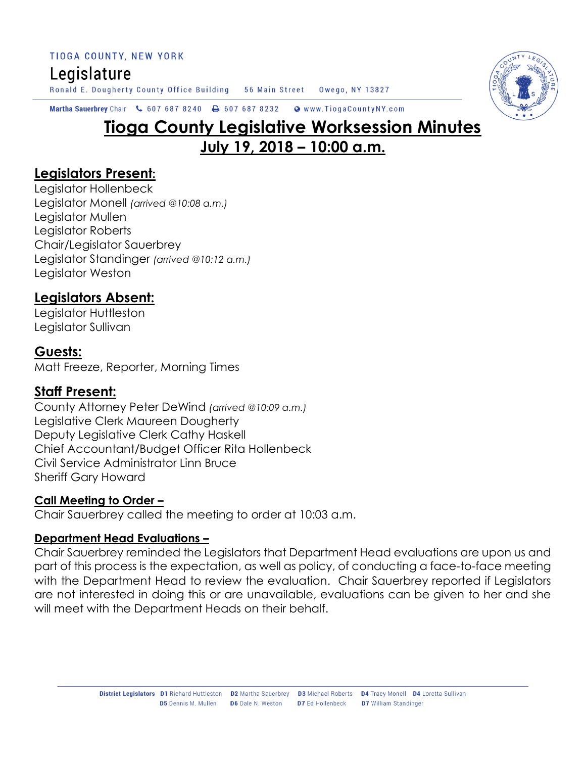TIOGA COUNTY, NEW YORK

Legislature

Ronald E. Dougherty County Office Building 56 Main Street Owego, NY 13827

Martha Sauerbrey Chair 607 687 8240 607 687 8232 www.TiogaCountyNY.com

# Tioga County Legislative Worksession Minutes

## July 19, 2018 – 10:00 a.m.

## Legislators Present:

Legislator Hollenbeck
Legislator Monell *(arrived @10:08 a.m.)*
Legislator Mullen
Legislator Roberts
Chair/Legislator Sauerbrey
Legislator Standinger *(arrived @10:12 a.m.)*
Legislator Weston

## Legislators Absent:

Legislator Huttleston
Legislator Sullivan

## Guests:

Matt Freeze, Reporter, Morning Times

## Staff Present:

County Attorney Peter DeWind *(arrived @10:09 a.m.)*
Legislative Clerk Maureen Dougherty
Deputy Legislative Clerk Cathy Haskell
Chief Accountant/Budget Officer Rita Hollenbeck
Civil Service Administrator Linn Bruce
Sheriff Gary Howard

### Call Meeting to Order –

Chair Sauerbrey called the meeting to order at 10:03 a.m.

### Department Head Evaluations –

Chair Sauerbrey reminded the Legislators that Department Head evaluations are upon us and part of this process is the expectation, as well as policy, of conducting a face-to-face meeting with the Department Head to review the evaluation. Chair Sauerbrey reported if Legislators are not interested in doing this or are unavailable, evaluations can be given to her and she will meet with the Department Heads on their behalf.

District Legislators D1 Richard Huttleston D2 Martha Sauerbrey D3 Michael Roberts D4 Tracy Monell D4 Loretta Sullivan D5 Dennis M. Mullen D6 Dale N. Weston D7 Ed Hollenbeck D7 William Standinger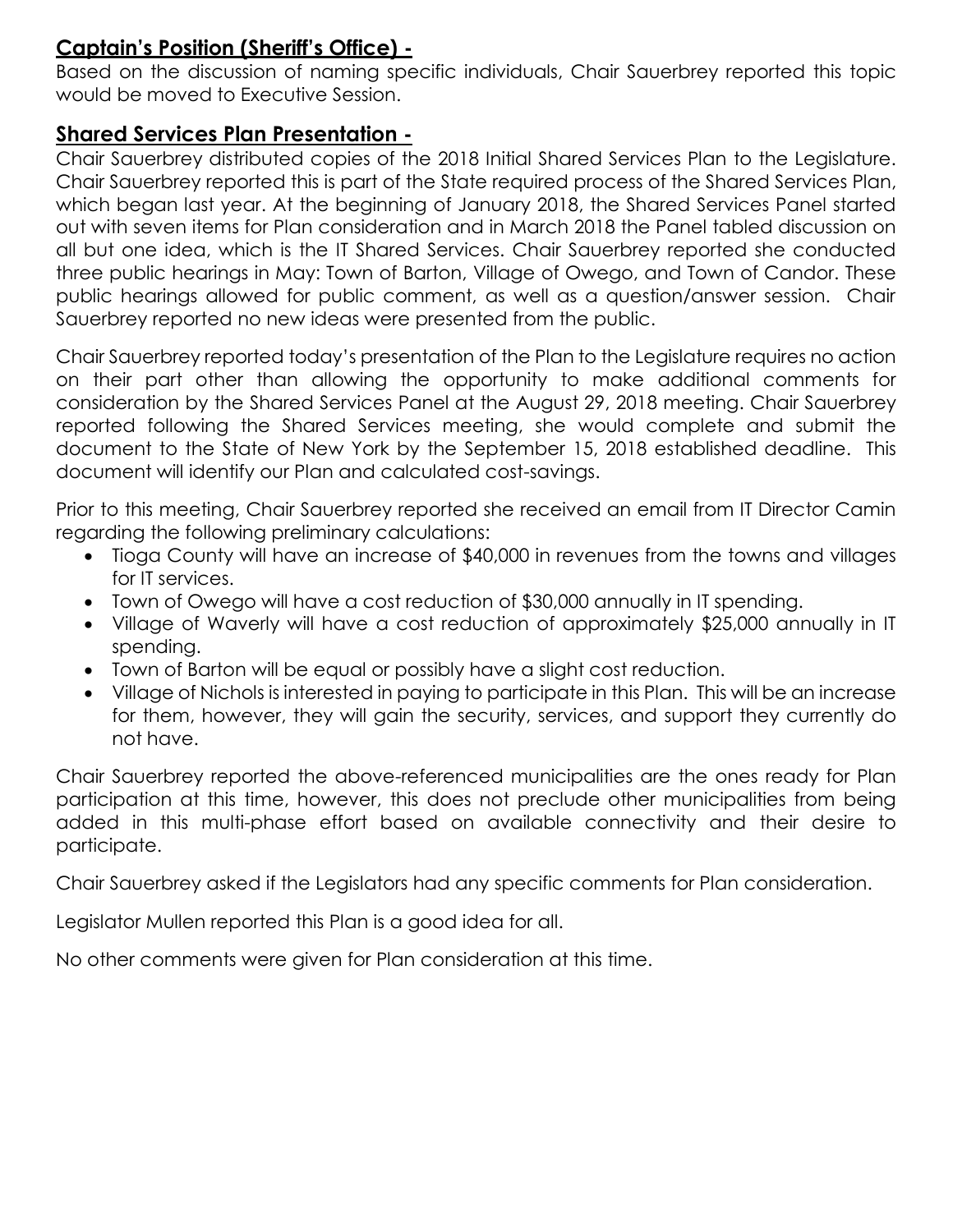## **Captain's Position (Sheriff's Office) -**

Based on the discussion of naming specific individuals, Chair Sauerbrey reported this topic would be moved to Executive Session.

## **Shared Services Plan Presentation -**

Chair Sauerbrey distributed copies of the 2018 Initial Shared Services Plan to the Legislature. Chair Sauerbrey reported this is part of the State required process of the Shared Services Plan, which began last year. At the beginning of January 2018, the Shared Services Panel started out with seven items for Plan consideration and in March 2018 the Panel tabled discussion on all but one idea, which is the IT Shared Services. Chair Sauerbrey reported she conducted three public hearings in May: Town of Barton, Village of Owego, and Town of Candor. These public hearings allowed for public comment, as well as a question/answer session. Chair Sauerbrey reported no new ideas were presented from the public.

Chair Sauerbrey reported today's presentation of the Plan to the Legislature requires no action on their part other than allowing the opportunity to make additional comments for consideration by the Shared Services Panel at the August 29, 2018 meeting. Chair Sauerbrey reported following the Shared Services meeting, she would complete and submit the document to the State of New York by the September 15, 2018 established deadline. This document will identify our Plan and calculated cost-savings.

Prior to this meeting, Chair Sauerbrey reported she received an email from IT Director Camin regarding the following preliminary calculations:

- Tioga County will have an increase of $40,000 in revenues from the towns and villages for IT services.
- Town of Owego will have a cost reduction of $30,000 annually in IT spending.
- Village of Waverly will have a cost reduction of approximately $25,000 annually in IT spending.
- Town of Barton will be equal or possibly have a slight cost reduction.
- Village of Nichols is interested in paying to participate in this Plan. This will be an increase for them, however, they will gain the security, services, and support they currently do not have.

Chair Sauerbrey reported the above-referenced municipalities are the ones ready for Plan participation at this time, however, this does not preclude other municipalities from being added in this multi-phase effort based on available connectivity and their desire to participate.

Chair Sauerbrey asked if the Legislators had any specific comments for Plan consideration.

Legislator Mullen reported this Plan is a good idea for all.

No other comments were given for Plan consideration at this time.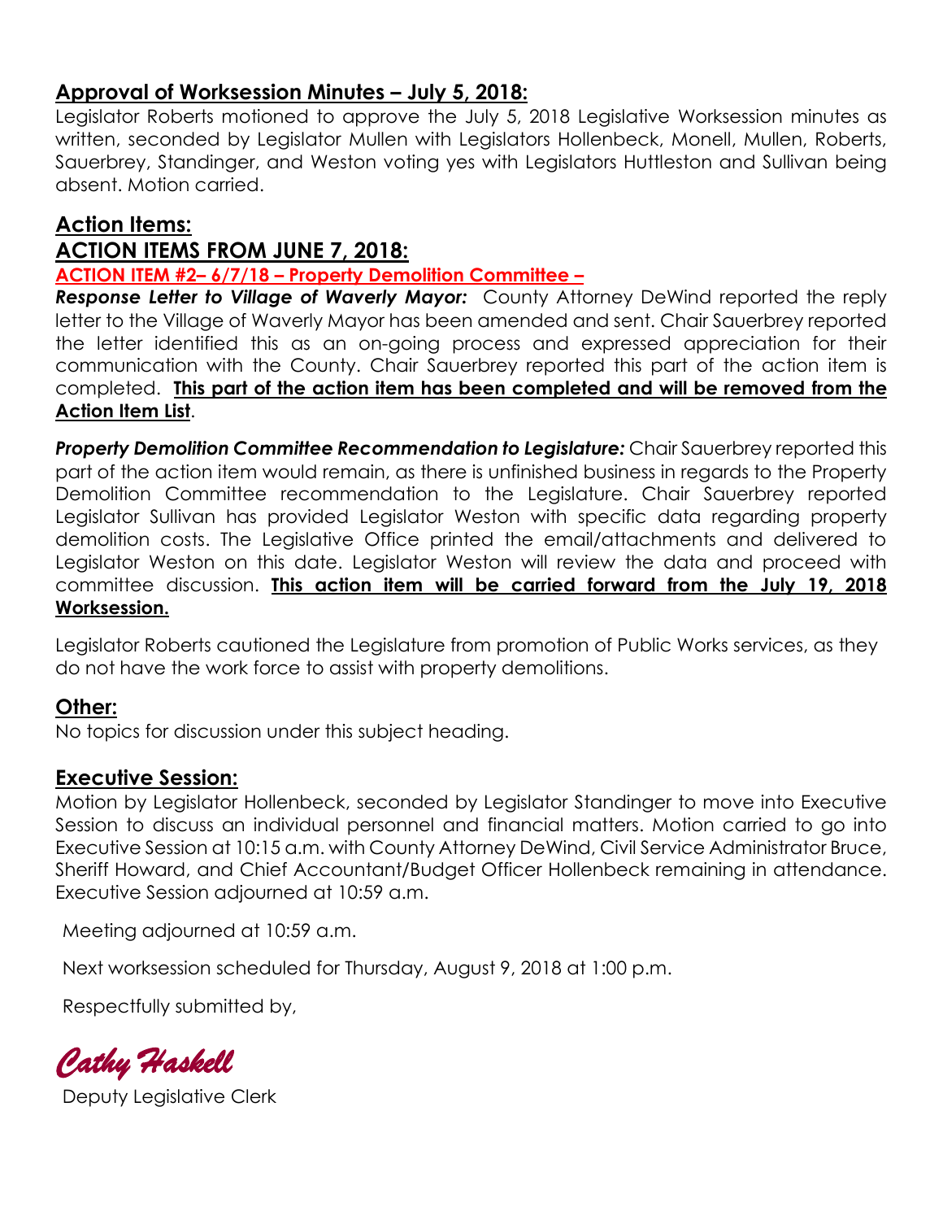## Approval of Worksession Minutes – July 5, 2018:

Legislator Roberts motioned to approve the July 5, 2018 Legislative Worksession minutes as written, seconded by Legislator Mullen with Legislators Hollenbeck, Monell, Mullen, Roberts, Sauerbrey, Standinger, and Weston voting yes with Legislators Huttleston and Sullivan being absent. Motion carried.

## Action Items:

## ACTION ITEMS FROM JUNE 7, 2018:

**ACTION ITEM #2– 6/7/18 – Property Demolition Committee –**

***Response Letter to Village of Waverly Mayor:*** County Attorney DeWind reported the reply letter to the Village of Waverly Mayor has been amended and sent. Chair Sauerbrey reported the letter identified this as an on-going process and expressed appreciation for their communication with the County. Chair Sauerbrey reported this part of the action item is completed. **This part of the action item has been completed and will be removed from the Action Item List**.

***Property Demolition Committee Recommendation to Legislature:*** Chair Sauerbrey reported this part of the action item would remain, as there is unfinished business in regards to the Property Demolition Committee recommendation to the Legislature. Chair Sauerbrey reported Legislator Sullivan has provided Legislator Weston with specific data regarding property demolition costs. The Legislative Office printed the email/attachments and delivered to Legislator Weston on this date. Legislator Weston will review the data and proceed with committee discussion. **This action item will be carried forward from the July 19, 2018 Worksession.**

Legislator Roberts cautioned the Legislature from promotion of Public Works services, as they do not have the work force to assist with property demolitions.

## Other:

No topics for discussion under this subject heading.

## Executive Session:

Motion by Legislator Hollenbeck, seconded by Legislator Standinger to move into Executive Session to discuss an individual personnel and financial matters. Motion carried to go into Executive Session at 10:15 a.m. with County Attorney DeWind, Civil Service Administrator Bruce, Sheriff Howard, and Chief Accountant/Budget Officer Hollenbeck remaining in attendance. Executive Session adjourned at 10:59 a.m.

Meeting adjourned at 10:59 a.m.

Next worksession scheduled for Thursday, August 9, 2018 at 1:00 p.m.

Respectfully submitted by,

*Cathy Haskell*

Deputy Legislative Clerk